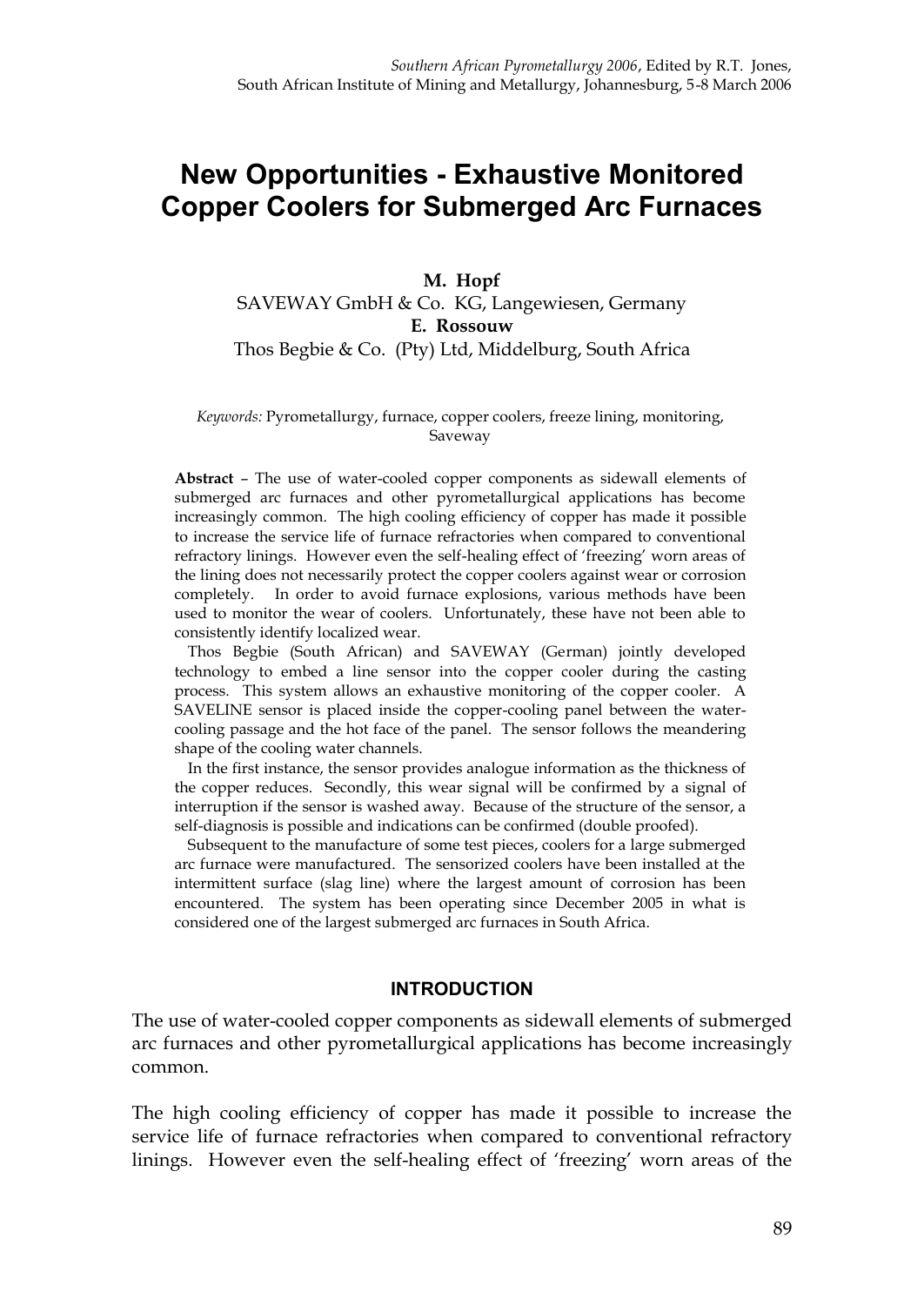Southern African Pyrometallurgy 2006, Edited by R.T. Jones, South African Institute of Mining and Metallurgy, Johannesburg, 5-8 March 2006

# New Opportunities - Exhaustive Monitored Copper Coolers for Submerged Arc Furnaces

**M. Hopf**
SAVEWAY GmbH & Co. KG, Langewiesen, Germany
**E. Rossouw**
Thos Begbie & Co. (Pty) Ltd, Middelburg, South Africa

*Keywords:* Pyrometallurgy, furnace, copper coolers, freeze lining, monitoring, Saveway

**Abstract** – The use of water-cooled copper components as sidewall elements of submerged arc furnaces and other pyrometallurgical applications has become increasingly common. The high cooling efficiency of copper has made it possible to increase the service life of furnace refractories when compared to conventional refractory linings. However even the self-healing effect of 'freezing' worn areas of the lining does not necessarily protect the copper coolers against wear or corrosion completely. In order to avoid furnace explosions, various methods have been used to monitor the wear of coolers. Unfortunately, these have not been able to consistently identify localized wear.

Thos Begbie (South African) and SAVEWAY (German) jointly developed technology to embed a line sensor into the copper cooler during the casting process. This system allows an exhaustive monitoring of the copper cooler. A SAVELINE sensor is placed inside the copper-cooling panel between the water-cooling passage and the hot face of the panel. The sensor follows the meandering shape of the cooling water channels.

In the first instance, the sensor provides analogue information as the thickness of the copper reduces. Secondly, this wear signal will be confirmed by a signal of interruption if the sensor is washed away. Because of the structure of the sensor, a self-diagnosis is possible and indications can be confirmed (double proofed).

Subsequent to the manufacture of some test pieces, coolers for a large submerged arc furnace were manufactured. The sensorized coolers have been installed at the intermittent surface (slag line) where the largest amount of corrosion has been encountered. The system has been operating since December 2005 in what is considered one of the largest submerged arc furnaces in South Africa.

## INTRODUCTION

The use of water-cooled copper components as sidewall elements of submerged arc furnaces and other pyrometallurgical applications has become increasingly common.

The high cooling efficiency of copper has made it possible to increase the service life of furnace refractories when compared to conventional refractory linings. However even the self-healing effect of 'freezing' worn areas of the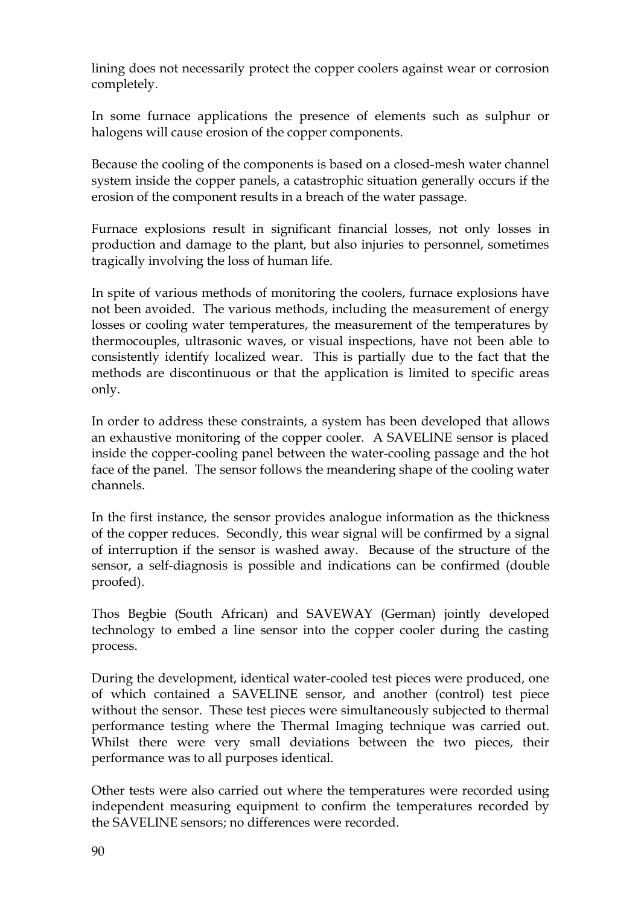lining does not necessarily protect the copper coolers against wear or corrosion completely.

In some furnace applications the presence of elements such as sulphur or halogens will cause erosion of the copper components.

Because the cooling of the components is based on a closed-mesh water channel system inside the copper panels, a catastrophic situation generally occurs if the erosion of the component results in a breach of the water passage.

Furnace explosions result in significant financial losses, not only losses in production and damage to the plant, but also injuries to personnel, sometimes tragically involving the loss of human life.

In spite of various methods of monitoring the coolers, furnace explosions have not been avoided. The various methods, including the measurement of energy losses or cooling water temperatures, the measurement of the temperatures by thermocouples, ultrasonic waves, or visual inspections, have not been able to consistently identify localized wear. This is partially due to the fact that the methods are discontinuous or that the application is limited to specific areas only.

In order to address these constraints, a system has been developed that allows an exhaustive monitoring of the copper cooler. A SAVELINE sensor is placed inside the copper-cooling panel between the water-cooling passage and the hot face of the panel. The sensor follows the meandering shape of the cooling water channels.

In the first instance, the sensor provides analogue information as the thickness of the copper reduces. Secondly, this wear signal will be confirmed by a signal of interruption if the sensor is washed away. Because of the structure of the sensor, a self-diagnosis is possible and indications can be confirmed (double proofed).

Thos Begbie (South African) and SAVEWAY (German) jointly developed technology to embed a line sensor into the copper cooler during the casting process.

During the development, identical water-cooled test pieces were produced, one of which contained a SAVELINE sensor, and another (control) test piece without the sensor. These test pieces were simultaneously subjected to thermal performance testing where the Thermal Imaging technique was carried out. Whilst there were very small deviations between the two pieces, their performance was to all purposes identical.

Other tests were also carried out where the temperatures were recorded using independent measuring equipment to confirm the temperatures recorded by the SAVELINE sensors; no differences were recorded.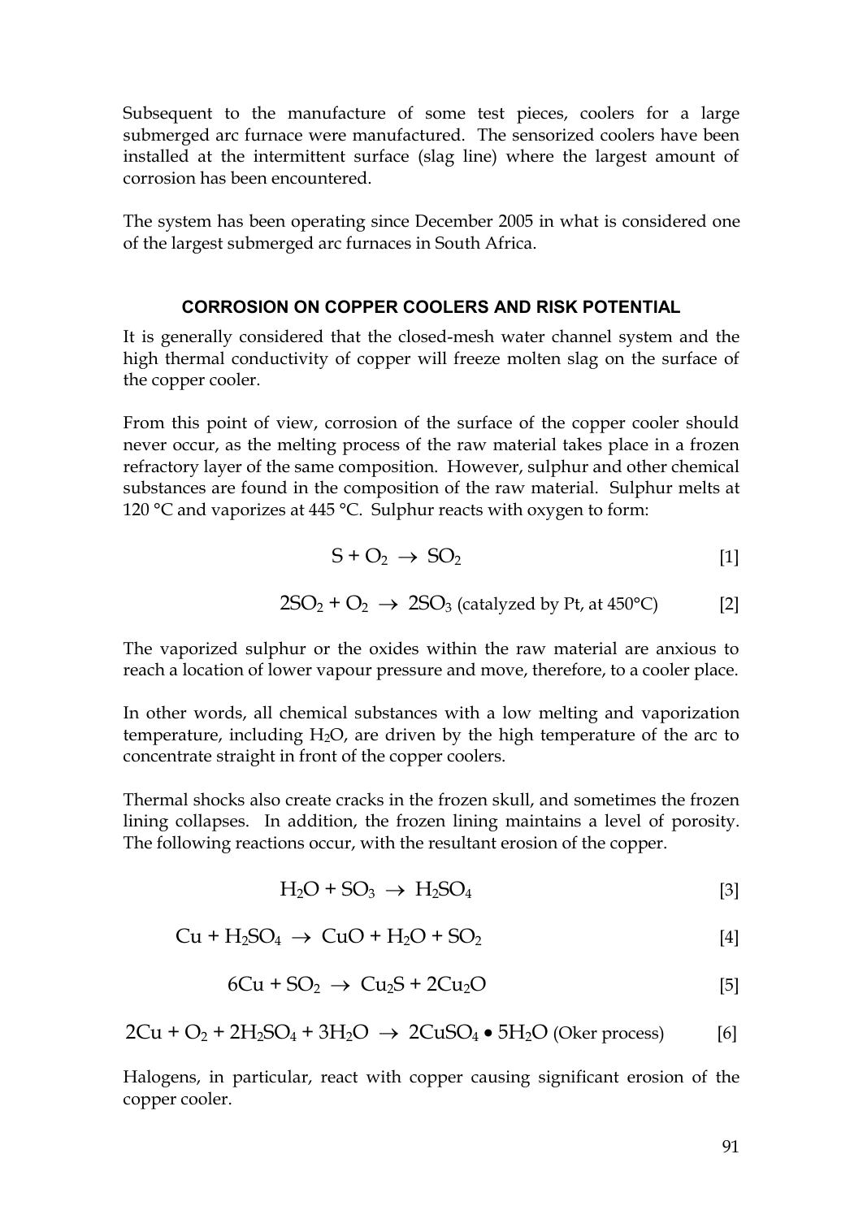Subsequent to the manufacture of some test pieces, coolers for a large submerged arc furnace were manufactured. The sensorized coolers have been installed at the intermittent surface (slag line) where the largest amount of corrosion has been encountered.

The system has been operating since December 2005 in what is considered one of the largest submerged arc furnaces in South Africa.

## CORROSION ON COPPER COOLERS AND RISK POTENTIAL

It is generally considered that the closed-mesh water channel system and the high thermal conductivity of copper will freeze molten slag on the surface of the copper cooler.

From this point of view, corrosion of the surface of the copper cooler should never occur, as the melting process of the raw material takes place in a frozen refractory layer of the same composition. However, sulphur and other chemical substances are found in the composition of the raw material. Sulphur melts at 120 °C and vaporizes at 445 °C. Sulphur reacts with oxygen to form:

$$S + O_2 \rightarrow SO_2 \qquad [1]$$

$$2SO_2 + O_2 \rightarrow 2SO_3 \text{ (catalyzed by Pt, at 450°C)} \qquad [2]$$

The vaporized sulphur or the oxides within the raw material are anxious to reach a location of lower vapour pressure and move, therefore, to a cooler place.

In other words, all chemical substances with a low melting and vaporization temperature, including $H_2O$, are driven by the high temperature of the arc to concentrate straight in front of the copper coolers.

Thermal shocks also create cracks in the frozen skull, and sometimes the frozen lining collapses. In addition, the frozen lining maintains a level of porosity. The following reactions occur, with the resultant erosion of the copper.

$$H_2O + SO_3 \rightarrow H_2SO_4 \qquad [3]$$

$$Cu + H_2SO_4 \rightarrow CuO + H_2O + SO_2 \qquad [4]$$

$$6Cu + SO_2 \rightarrow Cu_2S + 2Cu_2O \qquad [5]$$

$$2Cu + O_2 + 2H_2SO_4 + 3H_2O \rightarrow 2CuSO_4 \bullet 5H_2O \text{ (Oker process)} \qquad [6]$$

Halogens, in particular, react with copper causing significant erosion of the copper cooler.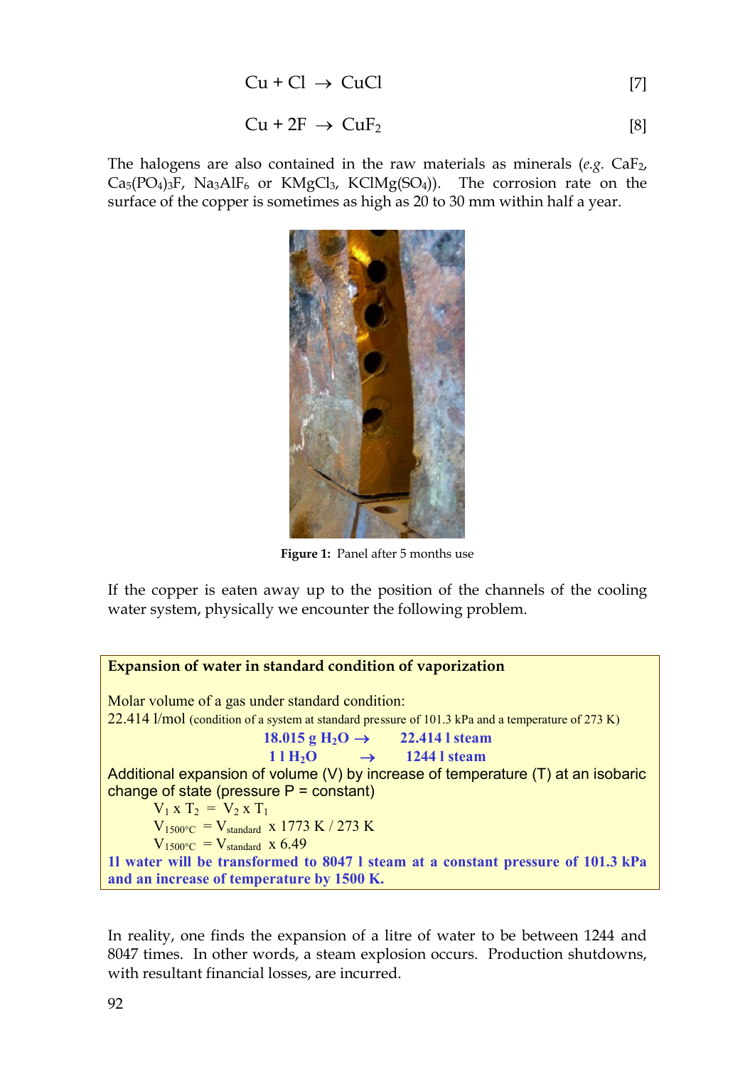$$Cu + Cl \rightarrow CuCl \qquad [7]$$

$$Cu + 2F \rightarrow CuF_2 \qquad [8]$$

The halogens are also contained in the raw materials as minerals (*e.g.* $CaF_2$, $Ca_5(PO_4)_3F$, $Na_3AlF_6$ or $KMgCl_3$, $KClMg(SO_4)$). The corrosion rate on the surface of the copper is sometimes as high as 20 to 30 mm within half a year.

**Figure 1:** Panel after 5 months use

If the copper is eaten away up to the position of the channels of the cooling water system, physically we encounter the following problem.

**Expansion of water in standard condition of vaporization**

Molar volume of a gas under standard condition:
22.414 l/mol (condition of a system at standard pressure of 101.3 kPa and a temperature of 273 K)

**18.015 g $H_2O$ → 22.414 l steam**
**1 l $H_2O$ → 1244 l steam**

Additional expansion of volume (V) by increase of temperature (T) at an isobaric change of state (pressure P = constant)

$$V_1 \times T_2 = V_2 \times T_1$$

$$V_{1500°C} = V_{standard} \times 1773\ K / 273\ K$$

$$V_{1500°C} = V_{standard} \times 6.49$$

**1l water will be transformed to 8047 l steam at a constant pressure of 101.3 kPa and an increase of temperature by 1500 K.**

In reality, one finds the expansion of a litre of water to be between 1244 and 8047 times. In other words, a steam explosion occurs. Production shutdowns, with resultant financial losses, are incurred.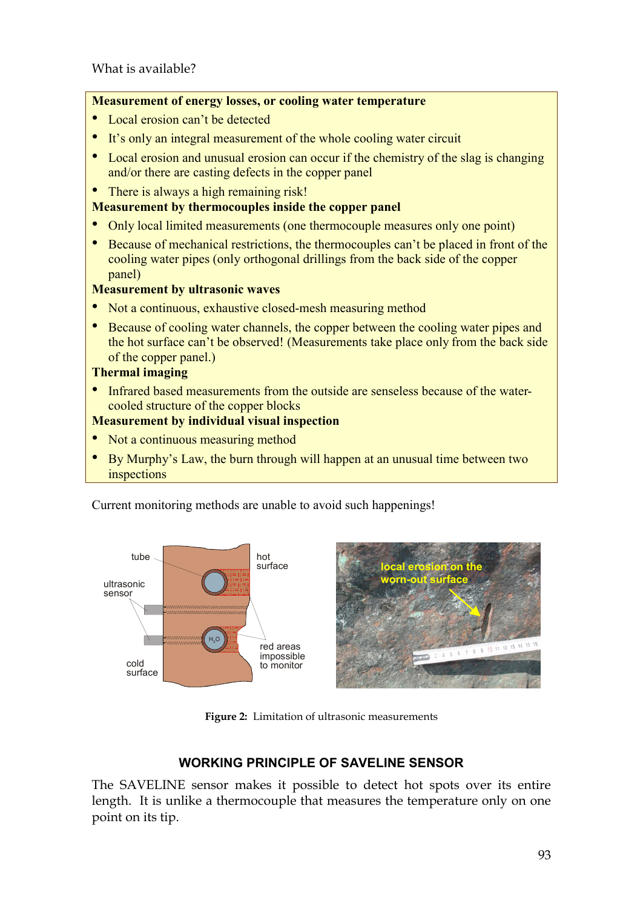What is available?

**Measurement of energy losses, or cooling water temperature**

- Local erosion can't be detected
- It's only an integral measurement of the whole cooling water circuit
- Local erosion and unusual erosion can occur if the chemistry of the slag is changing and/or there are casting defects in the copper panel
- There is always a high remaining risk!

**Measurement by thermocouples inside the copper panel**

- Only local limited measurements (one thermocouple measures only one point)
- Because of mechanical restrictions, the thermocouples can't be placed in front of the cooling water pipes (only orthogonal drillings from the back side of the copper panel)

**Measurement by ultrasonic waves**

- Not a continuous, exhaustive closed-mesh measuring method
- Because of cooling water channels, the copper between the cooling water pipes and the hot surface can't be observed! (Measurements take place only from the back side of the copper panel.)

**Thermal imaging**

- Infrared based measurements from the outside are senseless because of the water-cooled structure of the copper blocks

**Measurement by individual visual inspection**

- Not a continuous measuring method
- By Murphy's Law, the burn through will happen at an unusual time between two inspections

Current monitoring methods are unable to avoid such happenings!

**Figure 2:** Limitation of ultrasonic measurements

## WORKING PRINCIPLE OF SAVELINE SENSOR

The SAVELINE sensor makes it possible to detect hot spots over its entire length. It is unlike a thermocouple that measures the temperature only on one point on its tip.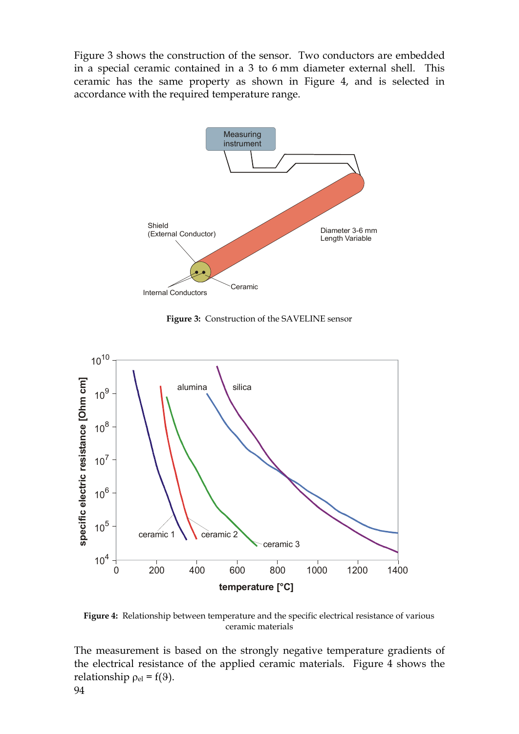Figure 3 shows the construction of the sensor. Two conductors are embedded in a special ceramic contained in a 3 to 6 mm diameter external shell. This ceramic has the same property as shown in Figure 4, and is selected in accordance with the required temperature range.

**Figure 3:** Construction of the SAVELINE sensor

**Figure 4:** Relationship between temperature and the specific electrical resistance of various ceramic materials

The measurement is based on the strongly negative temperature gradients of the electrical resistance of the applied ceramic materials. Figure 4 shows the relationship $\rho_{el} = f(\vartheta)$.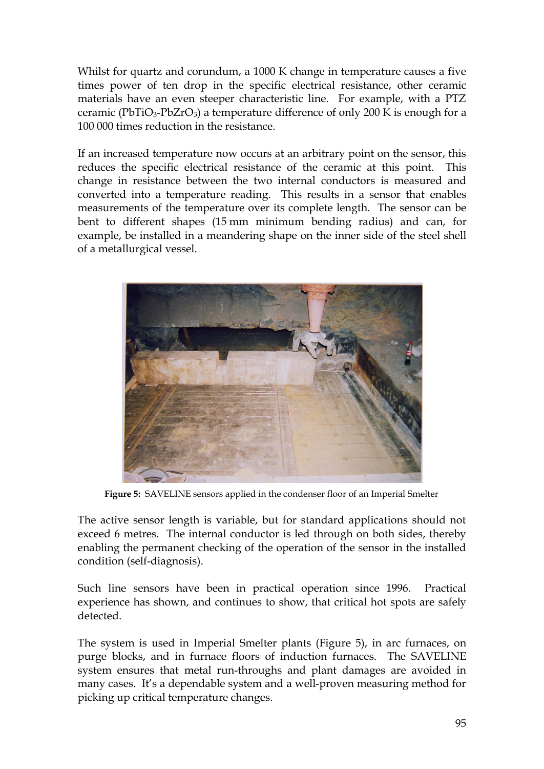Whilst for quartz and corundum, a 1000 K change in temperature causes a five times power of ten drop in the specific electrical resistance, other ceramic materials have an even steeper characteristic line. For example, with a PTZ ceramic ($PbTiO_3$-$PbZrO_3$) a temperature difference of only 200 K is enough for a 100 000 times reduction in the resistance.

If an increased temperature now occurs at an arbitrary point on the sensor, this reduces the specific electrical resistance of the ceramic at this point. This change in resistance between the two internal conductors is measured and converted into a temperature reading. This results in a sensor that enables measurements of the temperature over its complete length. The sensor can be bent to different shapes (15 mm minimum bending radius) and can, for example, be installed in a meandering shape on the inner side of the steel shell of a metallurgical vessel.

**Figure 5:** SAVELINE sensors applied in the condenser floor of an Imperial Smelter

The active sensor length is variable, but for standard applications should not exceed 6 metres. The internal conductor is led through on both sides, thereby enabling the permanent checking of the operation of the sensor in the installed condition (self-diagnosis).

Such line sensors have been in practical operation since 1996. Practical experience has shown, and continues to show, that critical hot spots are safely detected.

The system is used in Imperial Smelter plants (Figure 5), in arc furnaces, on purge blocks, and in furnace floors of induction furnaces. The SAVELINE system ensures that metal run-throughs and plant damages are avoided in many cases. It's a dependable system and a well-proven measuring method for picking up critical temperature changes.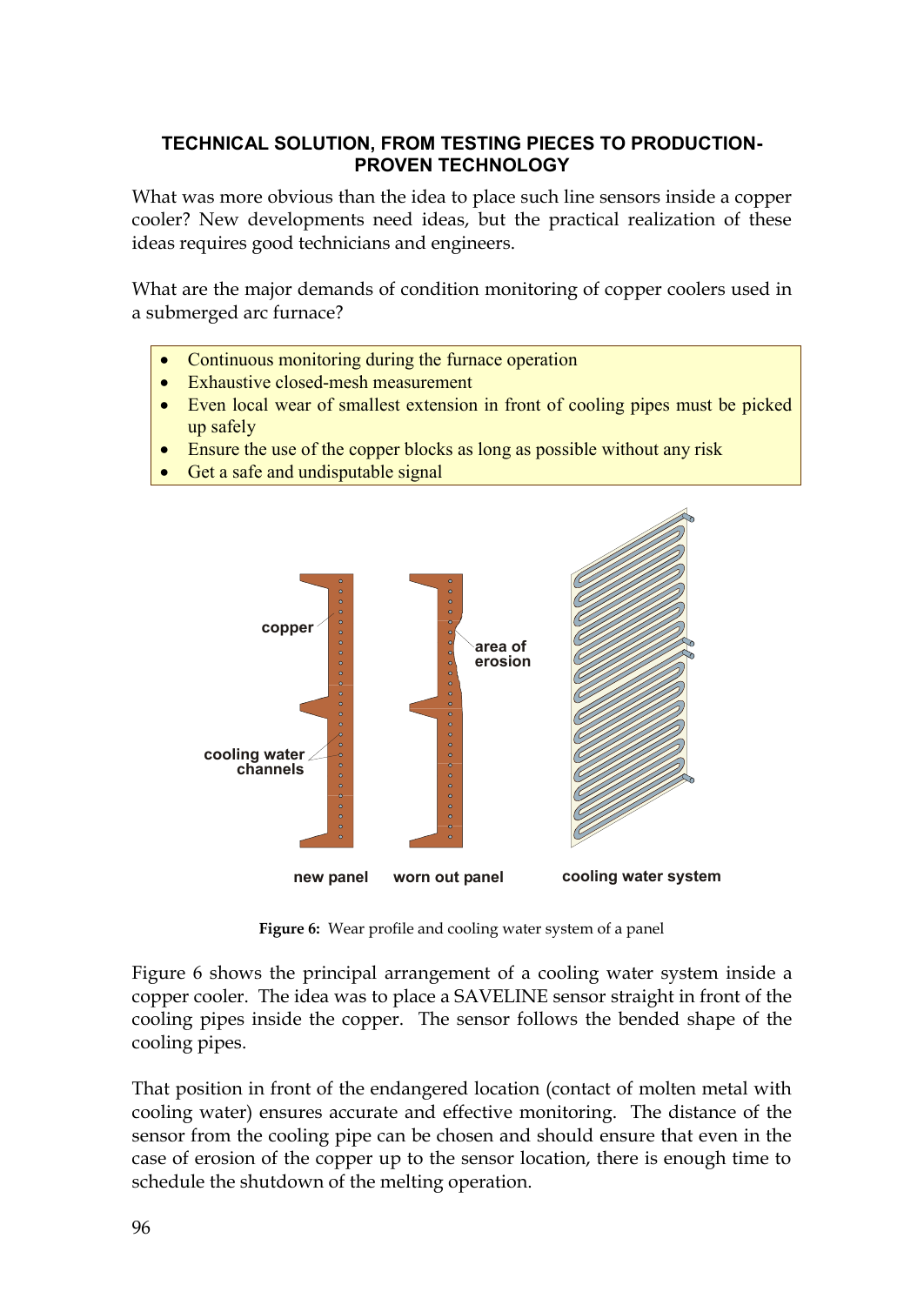### TECHNICAL SOLUTION, FROM TESTING PIECES TO PRODUCTION-PROVEN TECHNOLOGY

What was more obvious than the idea to place such line sensors inside a copper cooler? New developments need ideas, but the practical realization of these ideas requires good technicians and engineers.

What are the major demands of condition monitoring of copper coolers used in a submerged arc furnace?

- Continuous monitoring during the furnace operation
- Exhaustive closed-mesh measurement
- Even local wear of smallest extension in front of cooling pipes must be picked up safely
- Ensure the use of the copper blocks as long as possible without any risk
- Get a safe and undisputable signal

**Figure 6:** Wear profile and cooling water system of a panel

Figure 6 shows the principal arrangement of a cooling water system inside a copper cooler. The idea was to place a SAVELINE sensor straight in front of the cooling pipes inside the copper. The sensor follows the bended shape of the cooling pipes.

That position in front of the endangered location (contact of molten metal with cooling water) ensures accurate and effective monitoring. The distance of the sensor from the cooling pipe can be chosen and should ensure that even in the case of erosion of the copper up to the sensor location, there is enough time to schedule the shutdown of the melting operation.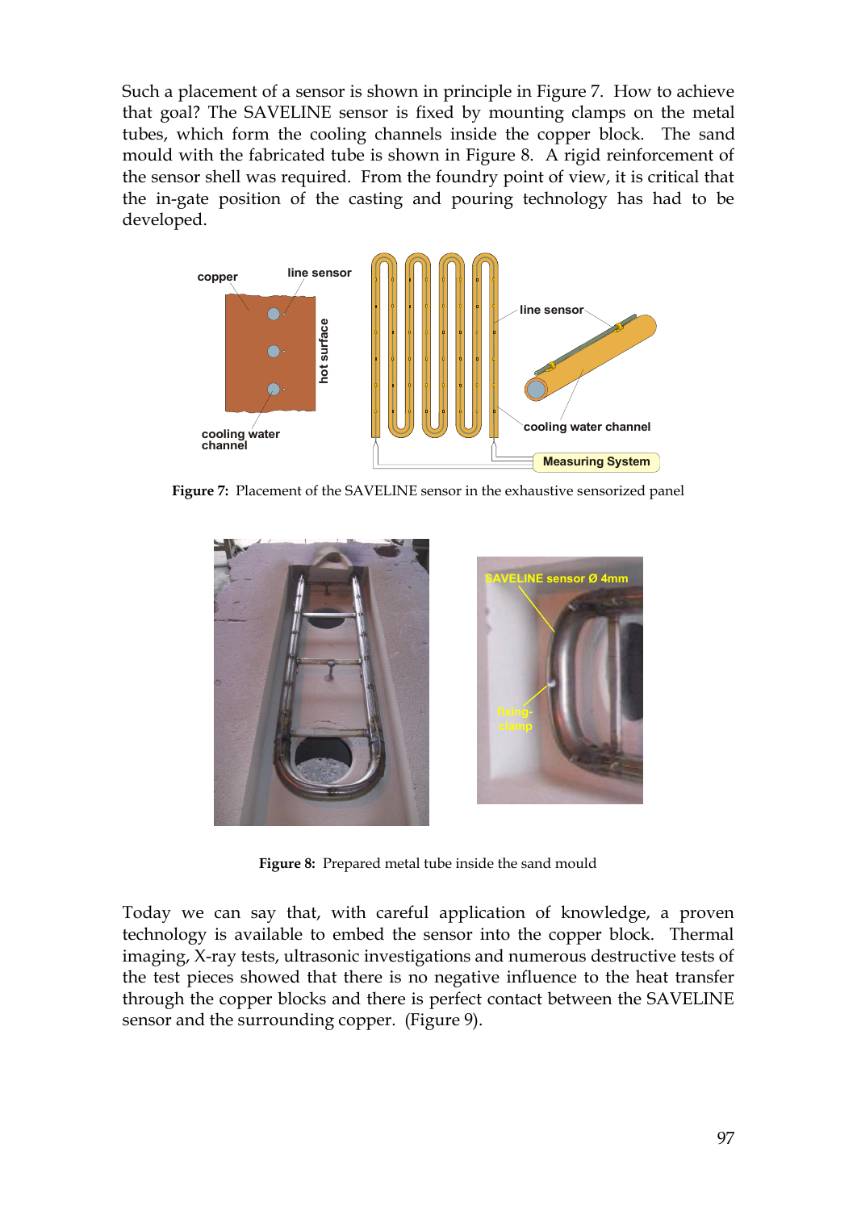Such a placement of a sensor is shown in principle in Figure 7. How to achieve that goal? The SAVELINE sensor is fixed by mounting clamps on the metal tubes, which form the cooling channels inside the copper block. The sand mould with the fabricated tube is shown in Figure 8. A rigid reinforcement of the sensor shell was required. From the foundry point of view, it is critical that the in-gate position of the casting and pouring technology has had to be developed.

**Figure 7:** Placement of the SAVELINE sensor in the exhaustive sensorized panel

**Figure 8:** Prepared metal tube inside the sand mould

Today we can say that, with careful application of knowledge, a proven technology is available to embed the sensor into the copper block. Thermal imaging, X-ray tests, ultrasonic investigations and numerous destructive tests of the test pieces showed that there is no negative influence to the heat transfer through the copper blocks and there is perfect contact between the SAVELINE sensor and the surrounding copper. (Figure 9).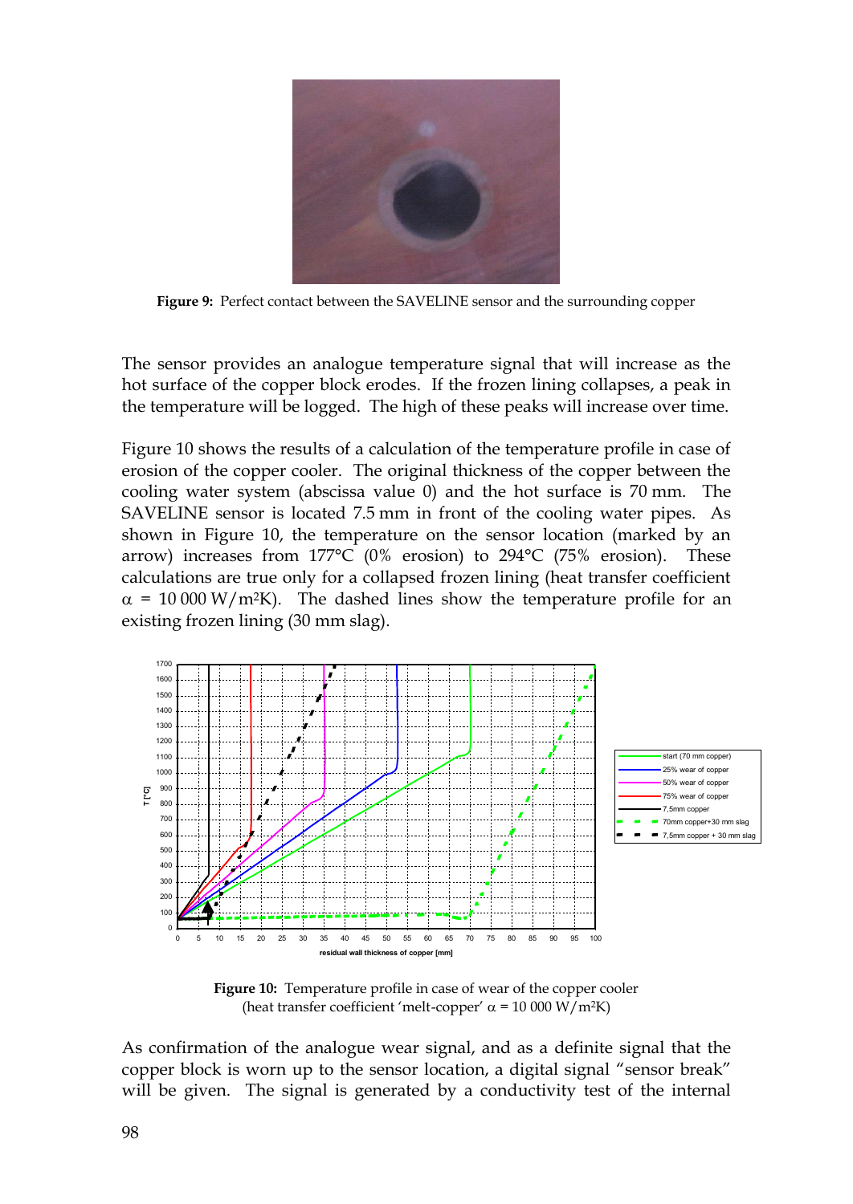**Figure 9:** Perfect contact between the SAVELINE sensor and the surrounding copper

The sensor provides an analogue temperature signal that will increase as the hot surface of the copper block erodes. If the frozen lining collapses, a peak in the temperature will be logged. The high of these peaks will increase over time.

Figure 10 shows the results of a calculation of the temperature profile in case of erosion of the copper cooler. The original thickness of the copper between the cooling water system (abscissa value 0) and the hot surface is 70 mm. The SAVELINE sensor is located 7.5 mm in front of the cooling water pipes. As shown in Figure 10, the temperature on the sensor location (marked by an arrow) increases from 177°C (0% erosion) to 294°C (75% erosion). These calculations are true only for a collapsed frozen lining (heat transfer coefficient $\alpha$ = 10 000 W/m²K). The dashed lines show the temperature profile for an existing frozen lining (30 mm slag).

**Figure 10:** Temperature profile in case of wear of the copper cooler (heat transfer coefficient 'melt-copper' $\alpha$ = 10 000 W/m²K)

As confirmation of the analogue wear signal, and as a definite signal that the copper block is worn up to the sensor location, a digital signal "sensor break" will be given. The signal is generated by a conductivity test of the internal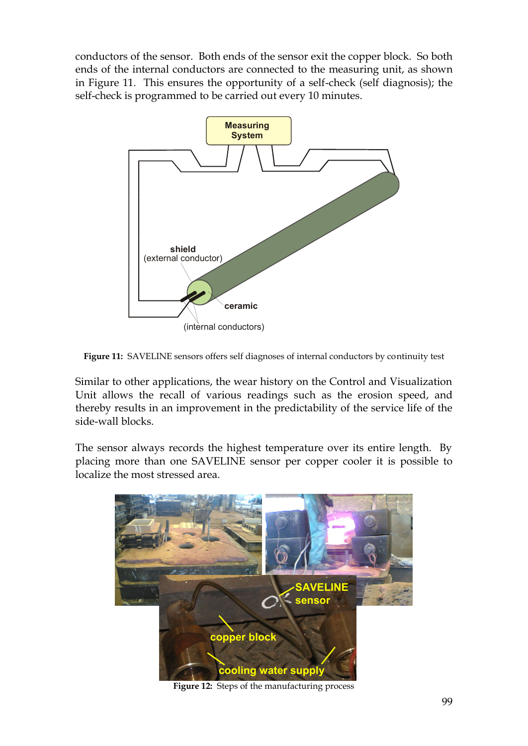conductors of the sensor. Both ends of the sensor exit the copper block. So both ends of the internal conductors are connected to the measuring unit, as shown in Figure 11. This ensures the opportunity of a self-check (self diagnosis); the self-check is programmed to be carried out every 10 minutes.

**Figure 11:** SAVELINE sensors offers self diagnoses of internal conductors by continuity test

Similar to other applications, the wear history on the Control and Visualization Unit allows the recall of various readings such as the erosion speed, and thereby results in an improvement in the predictability of the service life of the side-wall blocks.

The sensor always records the highest temperature over its entire length. By placing more than one SAVELINE sensor per copper cooler it is possible to localize the most stressed area.

**Figure 12:** Steps of the manufacturing process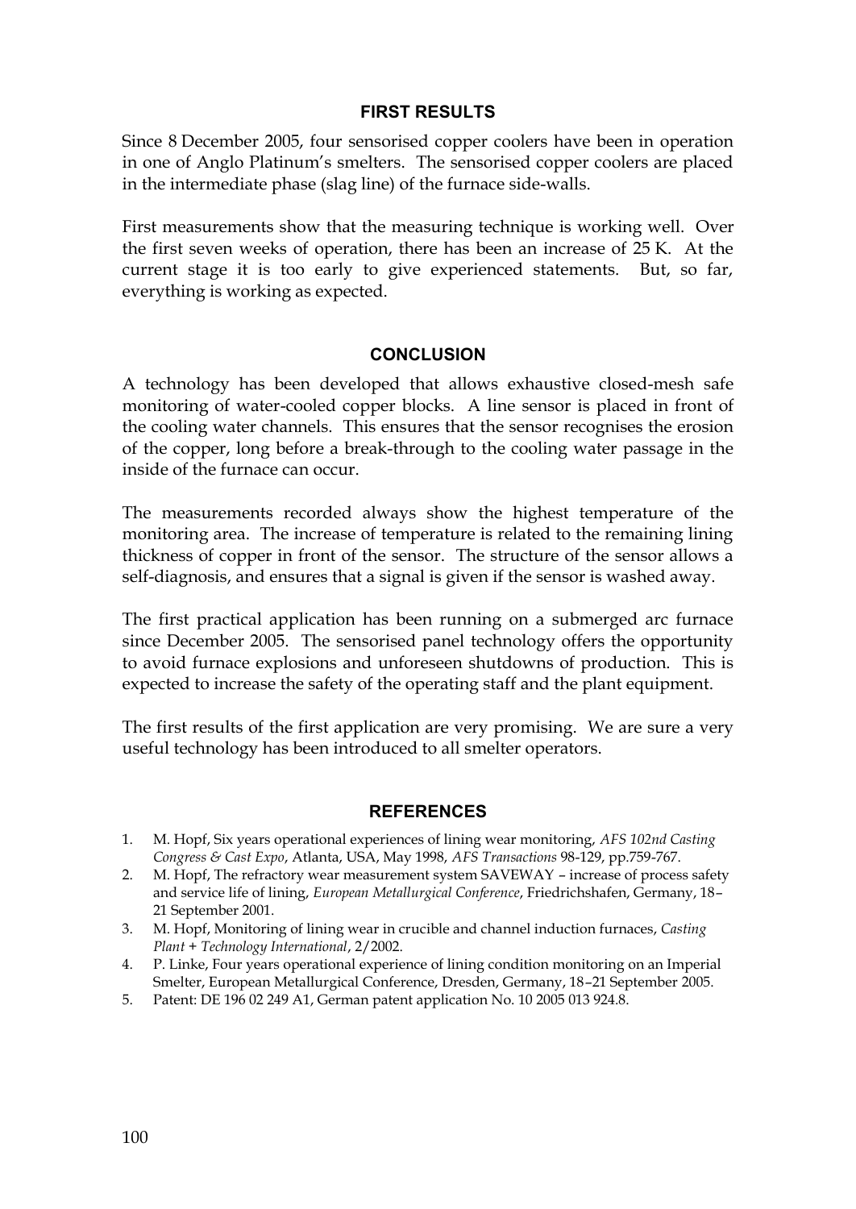## FIRST RESULTS

Since 8 December 2005, four sensorised copper coolers have been in operation in one of Anglo Platinum's smelters. The sensorised copper coolers are placed in the intermediate phase (slag line) of the furnace side-walls.

First measurements show that the measuring technique is working well. Over the first seven weeks of operation, there has been an increase of 25 K. At the current stage it is too early to give experienced statements. But, so far, everything is working as expected.

## CONCLUSION

A technology has been developed that allows exhaustive closed-mesh safe monitoring of water-cooled copper blocks. A line sensor is placed in front of the cooling water channels. This ensures that the sensor recognises the erosion of the copper, long before a break-through to the cooling water passage in the inside of the furnace can occur.

The measurements recorded always show the highest temperature of the monitoring area. The increase of temperature is related to the remaining lining thickness of copper in front of the sensor. The structure of the sensor allows a self-diagnosis, and ensures that a signal is given if the sensor is washed away.

The first practical application has been running on a submerged arc furnace since December 2005. The sensorised panel technology offers the opportunity to avoid furnace explosions and unforeseen shutdowns of production. This is expected to increase the safety of the operating staff and the plant equipment.

The first results of the first application are very promising. We are sure a very useful technology has been introduced to all smelter operators.

## REFERENCES

1. M. Hopf, Six years operational experiences of lining wear monitoring, *AFS 102nd Casting Congress & Cast Expo*, Atlanta, USA, May 1998, *AFS Transactions* 98-129, pp.759-767.
2. M. Hopf, The refractory wear measurement system SAVEWAY – increase of process safety and service life of lining, *European Metallurgical Conference*, Friedrichshafen, Germany, 18–21 September 2001.
3. M. Hopf, Monitoring of lining wear in crucible and channel induction furnaces, *Casting Plant + Technology International*, 2/2002.
4. P. Linke, Four years operational experience of lining condition monitoring on an Imperial Smelter, European Metallurgical Conference, Dresden, Germany, 18–21 September 2005.
5. Patent: DE 196 02 249 A1, German patent application No. 10 2005 013 924.8.